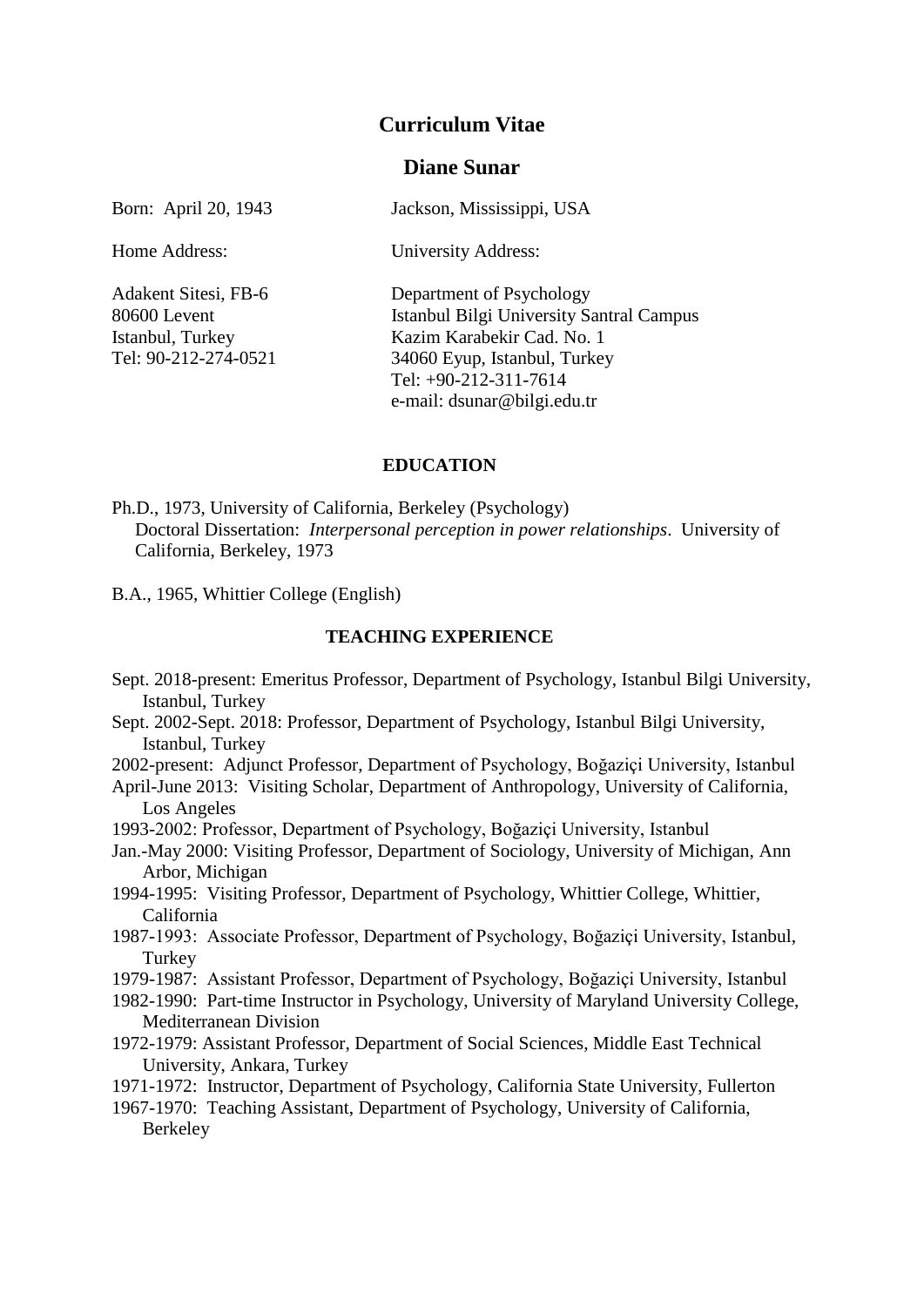# Curriculum Vitae

## Diane Sunar

Born: April 20, 1943 — Jackson, Mississippi, USA

| Home Address: | University Address: |
| --- | --- |
| Adakent Sitesi, FB-6 | Department of Psychology |
| 80600 Levent | Istanbul Bilgi University Santral Campus |
| Istanbul, Turkey | Kazim Karabekir Cad. No. 1 |
| Tel: 90-212-274-0521 | 34060 Eyup, Istanbul, Turkey |
| | Tel: +90-212-311-7614 |
| | e-mail: dsunar@bilgi.edu.tr |

### EDUCATION

Ph.D., 1973, University of California, Berkeley (Psychology)
Doctoral Dissertation: *Interpersonal perception in power relationships*. University of California, Berkeley, 1973

B.A., 1965, Whittier College (English)

### TEACHING EXPERIENCE

Sept. 2018-present: Emeritus Professor, Department of Psychology, Istanbul Bilgi University, Istanbul, Turkey

Sept. 2002-Sept. 2018: Professor, Department of Psychology, Istanbul Bilgi University, Istanbul, Turkey

2002-present: Adjunct Professor, Department of Psychology, Boğaziçi University, Istanbul

April-June 2013: Visiting Scholar, Department of Anthropology, University of California, Los Angeles

1993-2002: Professor, Department of Psychology, Boğaziçi University, Istanbul

Jan.-May 2000: Visiting Professor, Department of Sociology, University of Michigan, Ann Arbor, Michigan

1994-1995: Visiting Professor, Department of Psychology, Whittier College, Whittier, California

1987-1993: Associate Professor, Department of Psychology, Boğaziçi University, Istanbul, Turkey

1979-1987: Assistant Professor, Department of Psychology, Boğaziçi University, Istanbul

1982-1990: Part-time Instructor in Psychology, University of Maryland University College, Mediterranean Division

1972-1979: Assistant Professor, Department of Social Sciences, Middle East Technical University, Ankara, Turkey

1971-1972: Instructor, Department of Psychology, California State University, Fullerton

1967-1970: Teaching Assistant, Department of Psychology, University of California, Berkeley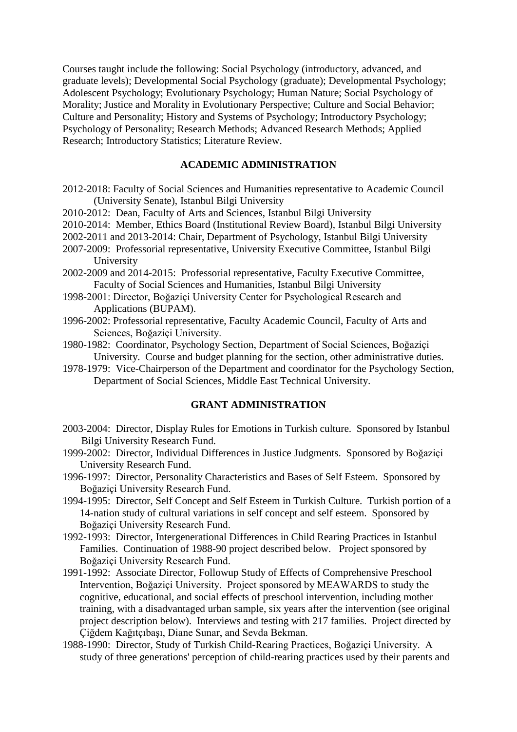Courses taught include the following: Social Psychology (introductory, advanced, and graduate levels); Developmental Social Psychology (graduate); Developmental Psychology; Adolescent Psychology; Evolutionary Psychology; Human Nature; Social Psychology of Morality; Justice and Morality in Evolutionary Perspective; Culture and Social Behavior; Culture and Personality; History and Systems of Psychology; Introductory Psychology; Psychology of Personality; Research Methods; Advanced Research Methods; Applied Research; Introductory Statistics; Literature Review.

## ACADEMIC ADMINISTRATION

2012-2018: Faculty of Social Sciences and Humanities representative to Academic Council (University Senate), Istanbul Bilgi University

2010-2012: Dean, Faculty of Arts and Sciences, Istanbul Bilgi University

2010-2014: Member, Ethics Board (Institutional Review Board), Istanbul Bilgi University

2002-2011 and 2013-2014: Chair, Department of Psychology, Istanbul Bilgi University

2007-2009: Professorial representative, University Executive Committee, Istanbul Bilgi University

2002-2009 and 2014-2015: Professorial representative, Faculty Executive Committee, Faculty of Social Sciences and Humanities, Istanbul Bilgi University

1998-2001: Director, Boğaziçi University Center for Psychological Research and Applications (BUPAM).

1996-2002: Professorial representative, Faculty Academic Council, Faculty of Arts and Sciences, Boğaziçi University.

1980-1982: Coordinator, Psychology Section, Department of Social Sciences, Boğaziçi University. Course and budget planning for the section, other administrative duties.

1978-1979: Vice-Chairperson of the Department and coordinator for the Psychology Section, Department of Social Sciences, Middle East Technical University.

## GRANT ADMINISTRATION

2003-2004: Director, Display Rules for Emotions in Turkish culture. Sponsored by Istanbul Bilgi University Research Fund.

1999-2002: Director, Individual Differences in Justice Judgments. Sponsored by Boğaziçi University Research Fund.

1996-1997: Director, Personality Characteristics and Bases of Self Esteem. Sponsored by Boğaziçi University Research Fund.

1994-1995: Director, Self Concept and Self Esteem in Turkish Culture. Turkish portion of a 14-nation study of cultural variations in self concept and self esteem. Sponsored by Boğaziçi University Research Fund.

1992-1993: Director, Intergenerational Differences in Child Rearing Practices in Istanbul Families. Continuation of 1988-90 project described below. Project sponsored by Boğaziçi University Research Fund.

1991-1992: Associate Director, Followup Study of Effects of Comprehensive Preschool Intervention, Boğaziçi University. Project sponsored by MEAWARDS to study the cognitive, educational, and social effects of preschool intervention, including mother training, with a disadvantaged urban sample, six years after the intervention (see original project description below). Interviews and testing with 217 families. Project directed by Çiğdem Kağıtçıbaşı, Diane Sunar, and Sevda Bekman.

1988-1990: Director, Study of Turkish Child-Rearing Practices, Boğaziçi University. A study of three generations' perception of child-rearing practices used by their parents and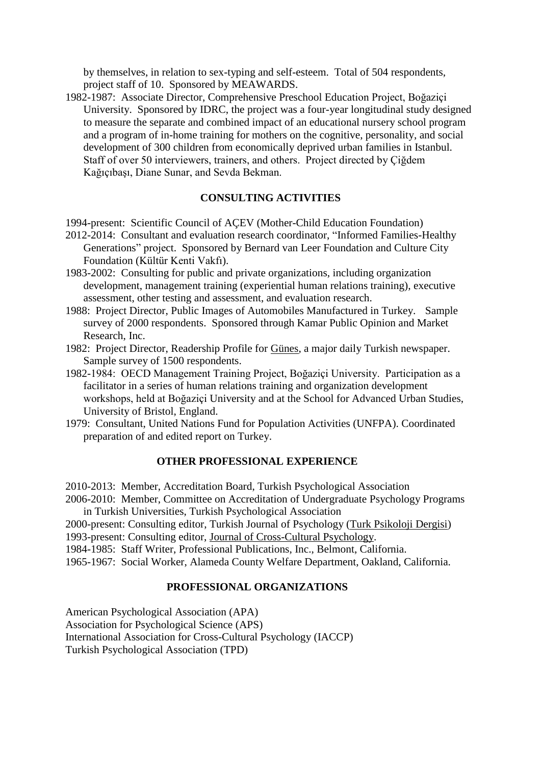by themselves, in relation to sex-typing and self-esteem. Total of 504 respondents, project staff of 10. Sponsored by MEAWARDS.

1982-1987: Associate Director, Comprehensive Preschool Education Project, Boğaziçi University. Sponsored by IDRC, the project was a four-year longitudinal study designed to measure the separate and combined impact of an educational nursery school program and a program of in-home training for mothers on the cognitive, personality, and social development of 300 children from economically deprived urban families in Istanbul. Staff of over 50 interviewers, trainers, and others. Project directed by Çiğdem Kağıçıbaşı, Diane Sunar, and Sevda Bekman.

## CONSULTING ACTIVITIES

1994-present: Scientific Council of AÇEV (Mother-Child Education Foundation)

2012-2014: Consultant and evaluation research coordinator, "Informed Families-Healthy Generations" project. Sponsored by Bernard van Leer Foundation and Culture City Foundation (Kültür Kenti Vakfı).

1983-2002: Consulting for public and private organizations, including organization development, management training (experiential human relations training), executive assessment, other testing and assessment, and evaluation research.

1988: Project Director, Public Images of Automobiles Manufactured in Turkey. Sample survey of 2000 respondents. Sponsored through Kamar Public Opinion and Market Research, Inc.

1982: Project Director, Readership Profile for Günes, a major daily Turkish newspaper. Sample survey of 1500 respondents.

1982-1984: OECD Management Training Project, Boğaziçi University. Participation as a facilitator in a series of human relations training and organization development workshops, held at Boğaziçi University and at the School for Advanced Urban Studies, University of Bristol, England.

1979: Consultant, United Nations Fund for Population Activities (UNFPA). Coordinated preparation of and edited report on Turkey.

## OTHER PROFESSIONAL EXPERIENCE

2010-2013: Member, Accreditation Board, Turkish Psychological Association

2006-2010: Member, Committee on Accreditation of Undergraduate Psychology Programs in Turkish Universities, Turkish Psychological Association

2000-present: Consulting editor, Turkish Journal of Psychology (Turk Psikoloji Dergisi)

1993-present: Consulting editor, Journal of Cross-Cultural Psychology.

1984-1985: Staff Writer, Professional Publications, Inc., Belmont, California.

1965-1967: Social Worker, Alameda County Welfare Department, Oakland, California.

## PROFESSIONAL ORGANIZATIONS

American Psychological Association (APA)
Association for Psychological Science (APS)
International Association for Cross-Cultural Psychology (IACCP)
Turkish Psychological Association (TPD)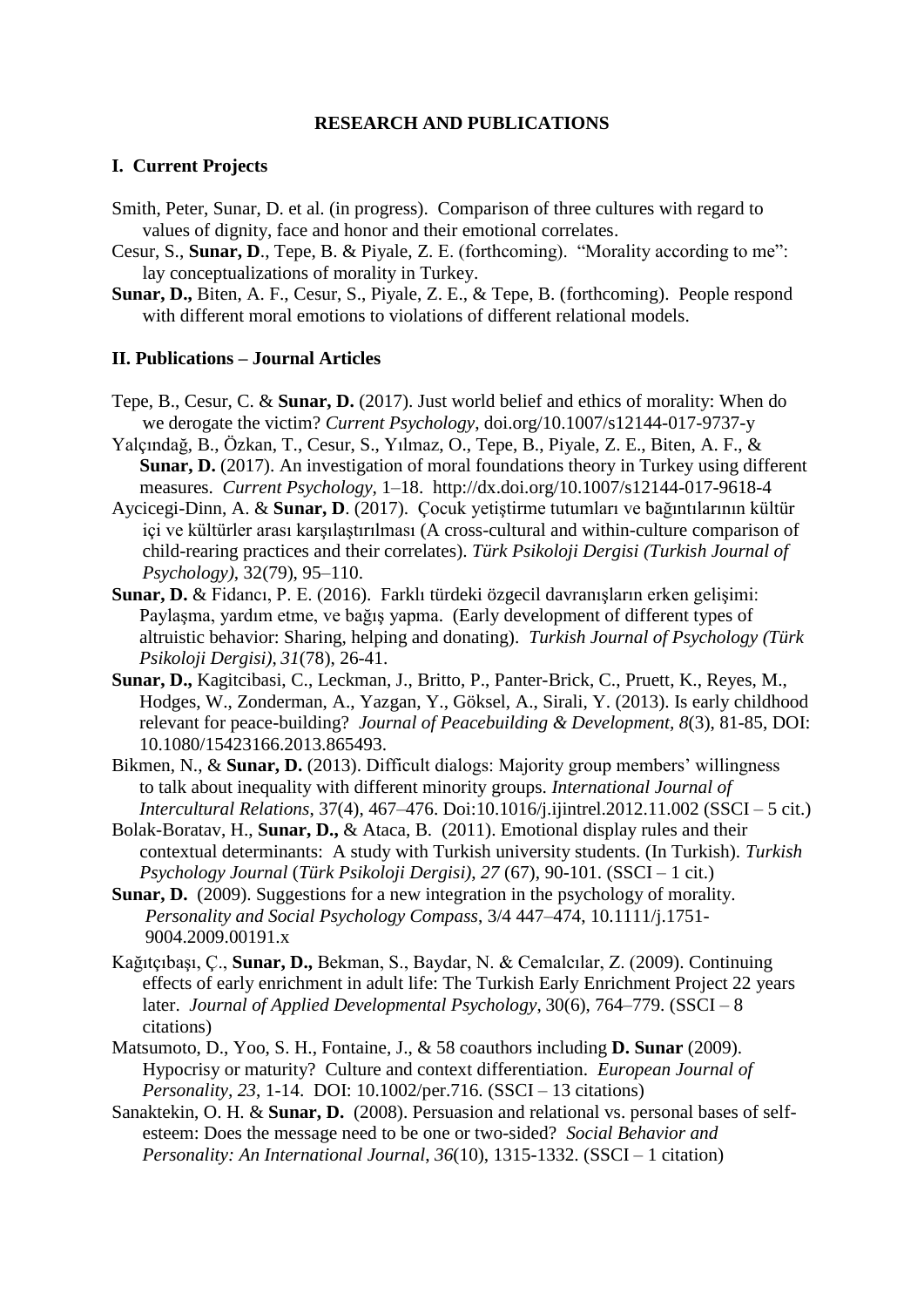**RESEARCH AND PUBLICATIONS**

## I. Current Projects

Smith, Peter, Sunar, D. et al. (in progress). Comparison of three cultures with regard to values of dignity, face and honor and their emotional correlates.

Cesur, S., **Sunar, D**., Tepe, B. & Piyale, Z. E. (forthcoming). "Morality according to me": lay conceptualizations of morality in Turkey.

**Sunar, D.,** Biten, A. F., Cesur, S., Piyale, Z. E., & Tepe, B. (forthcoming). People respond with different moral emotions to violations of different relational models.

## II. Publications – Journal Articles

Tepe, B., Cesur, C. & **Sunar, D.** (2017). Just world belief and ethics of morality: When do we derogate the victim? *Current Psychology,* doi.org/10.1007/s12144-017-9737-y

Yalçındağ, B., Özkan, T., Cesur, S., Yılmaz, O., Tepe, B., Piyale, Z. E., Biten, A. F., & **Sunar, D.** (2017). An investigation of moral foundations theory in Turkey using different measures. *Current Psychology,* 1–18. http://dx.doi.org/10.1007/s12144-017-9618-4

Aycicegi-Dinn, A. & **Sunar, D**. (2017). Çocuk yetiştirme tutumları ve bağıntılarının kültür içi ve kültürler arası karşılaştırılması (A cross-cultural and within-culture comparison of child-rearing practices and their correlates). *Türk Psikoloji Dergisi (Turkish Journal of Psychology)*, 32(79), 95–110.

**Sunar, D.** & Fidancı, P. E. (2016). Farklı türdeki özgecil davranışların erken gelişimi: Paylaşma, yardım etme, ve bağış yapma. (Early development of different types of altruistic behavior: Sharing, helping and donating). *Turkish Journal of Psychology (Türk Psikoloji Dergisi), 31*(78), 26-41.

**Sunar, D.,** Kagitcibasi, C., Leckman, J., Britto, P., Panter-Brick, C., Pruett, K., Reyes, M., Hodges, W., Zonderman, A., Yazgan, Y., Göksel, A., Sirali, Y. (2013). Is early childhood relevant for peace-building? *Journal of Peacebuilding & Development, 8*(3), 81-85, DOI: 10.1080/15423166.2013.865493.

Bikmen, N., & **Sunar, D.** (2013). Difficult dialogs: Majority group members' willingness to talk about inequality with different minority groups. *International Journal of Intercultural Relations*, 37(4), 467–476. Doi:10.1016/j.ijintrel.2012.11.002 (SSCI – 5 cit.)

Bolak-Boratav, H., **Sunar, D.,** & Ataca, B. (2011). Emotional display rules and their contextual determinants: A study with Turkish university students. (In Turkish). *Turkish Psychology Journal* (*Türk Psikoloji Dergisi), 27* (67), 90-101. (SSCI – 1 cit.)

**Sunar, D.** (2009). Suggestions for a new integration in the psychology of morality. *Personality and Social Psychology Compass*, 3/4 447–474, 10.1111/j.1751-9004.2009.00191.x

Kağıtçıbaşı, Ç., **Sunar, D.,** Bekman, S., Baydar, N. & Cemalcılar, Z. (2009). Continuing effects of early enrichment in adult life: The Turkish Early Enrichment Project 22 years later. *Journal of Applied Developmental Psychology*, 30(6), 764–779. (SSCI – 8 citations)

Matsumoto, D., Yoo, S. H., Fontaine, J., & 58 coauthors including **D. Sunar** (2009). Hypocrisy or maturity? Culture and context differentiation. *European Journal of Personality, 23*, 1-14. DOI: 10.1002/per.716. (SSCI – 13 citations)

Sanaktekin, O. H. & **Sunar, D.** (2008). Persuasion and relational vs. personal bases of self-esteem: Does the message need to be one or two-sided? *Social Behavior and Personality: An International Journal, 36*(10), 1315-1332. (SSCI – 1 citation)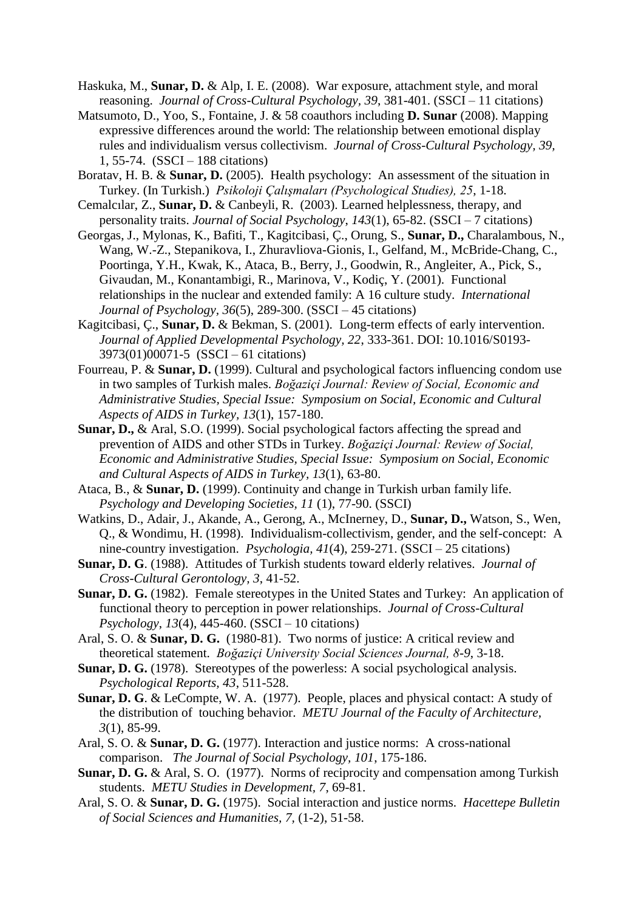Haskuka, M., **Sunar, D.** & Alp, I. E. (2008). War exposure, attachment style, and moral reasoning. *Journal of Cross-Cultural Psychology, 39*, 381-401. (SSCI – 11 citations)

Matsumoto, D., Yoo, S., Fontaine, J. & 58 coauthors including **D. Sunar** (2008). Mapping expressive differences around the world: The relationship between emotional display rules and individualism versus collectivism. *Journal of Cross-Cultural Psychology, 39*, 1, 55-74. (SSCI – 188 citations)

Boratav, H. B. & **Sunar, D.** (2005). Health psychology: An assessment of the situation in Turkey. (In Turkish.) *Psikoloji Çalışmaları (Psychological Studies), 25*, 1-18.

Cemalcılar, Z., **Sunar, D.** & Canbeyli, R. (2003). Learned helplessness, therapy, and personality traits. *Journal of Social Psychology*, *143*(1), 65-82. (SSCI – 7 citations)

Georgas, J., Mylonas, K., Bafiti, T., Kagitcibasi, Ç., Orung, S., **Sunar, D.,** Charalambous, N., Wang, W.-Z., Stepanikova, I., Zhuravliova-Gionis, I., Gelfand, M., McBride-Chang, C., Poortinga, Y.H., Kwak, K., Ataca, B., Berry, J., Goodwin, R., Angleiter, A., Pick, S., Givaudan, M., Konantambigi, R., Marinova, V., Kodiç, Y. (2001). Functional relationships in the nuclear and extended family: A 16 culture study. *International Journal of Psychology, 36*(5), 289-300. (SSCI – 45 citations)

Kagitcibasi, Ç., **Sunar, D.** & Bekman, S. (2001). Long-term effects of early intervention. *Journal of Applied Developmental Psychology, 22*, 333-361. DOI: 10.1016/S0193-3973(01)00071-5 (SSCI – 61 citations)

Fourreau, P. & **Sunar, D.** (1999). Cultural and psychological factors influencing condom use in two samples of Turkish males. *Boğaziçi Journal: Review of Social, Economic and Administrative Studies, Special Issue: Symposium on Social, Economic and Cultural Aspects of AIDS in Turkey, 13*(1), 157-180.

**Sunar, D.,** & Aral, S.O. (1999). Social psychological factors affecting the spread and prevention of AIDS and other STDs in Turkey. *Boğaziçi Journal: Review of Social, Economic and Administrative Studies, Special Issue: Symposium on Social, Economic and Cultural Aspects of AIDS in Turkey, 13*(1), 63-80.

Ataca, B., & **Sunar, D.** (1999). Continuity and change in Turkish urban family life. *Psychology and Developing Societies, 11* (1), 77-90. (SSCI)

Watkins, D., Adair, J., Akande, A., Gerong, A., McInerney, D., **Sunar, D.,** Watson, S., Wen, Q., & Wondimu, H. (1998). Individualism-collectivism, gender, and the self-concept: A nine-country investigation. *Psychologia, 41*(4), 259-271. (SSCI – 25 citations)

**Sunar, D. G**. (1988). Attitudes of Turkish students toward elderly relatives. *Journal of Cross-Cultural Gerontology, 3*, 41-52.

**Sunar, D. G.** (1982). Female stereotypes in the United States and Turkey: An application of functional theory to perception in power relationships. *Journal of Cross-Cultural Psychology*, *13*(4), 445-460. (SSCI – 10 citations)

Aral, S. O. & **Sunar, D. G.** (1980-81). Two norms of justice: A critical review and theoretical statement. *Boğaziçi University Social Sciences Journal, 8-9*, 3-18.

**Sunar, D. G.** (1978). Stereotypes of the powerless: A social psychological analysis. *Psychological Reports, 43*, 511-528.

**Sunar, D. G**. & LeCompte, W. A. (1977). People, places and physical contact: A study of the distribution of touching behavior. *METU Journal of the Faculty of Architecture, 3*(1), 85-99.

Aral, S. O. & **Sunar, D. G.** (1977). Interaction and justice norms: A cross-national comparison. *The Journal of Social Psychology, 101*, 175-186.

**Sunar, D. G.** & Aral, S. O. (1977). Norms of reciprocity and compensation among Turkish students. *METU Studies in Development, 7*, 69-81.

Aral, S. O. & **Sunar, D. G.** (1975). Social interaction and justice norms. *Hacettepe Bulletin of Social Sciences and Humanities, 7*, (1-2), 51-58.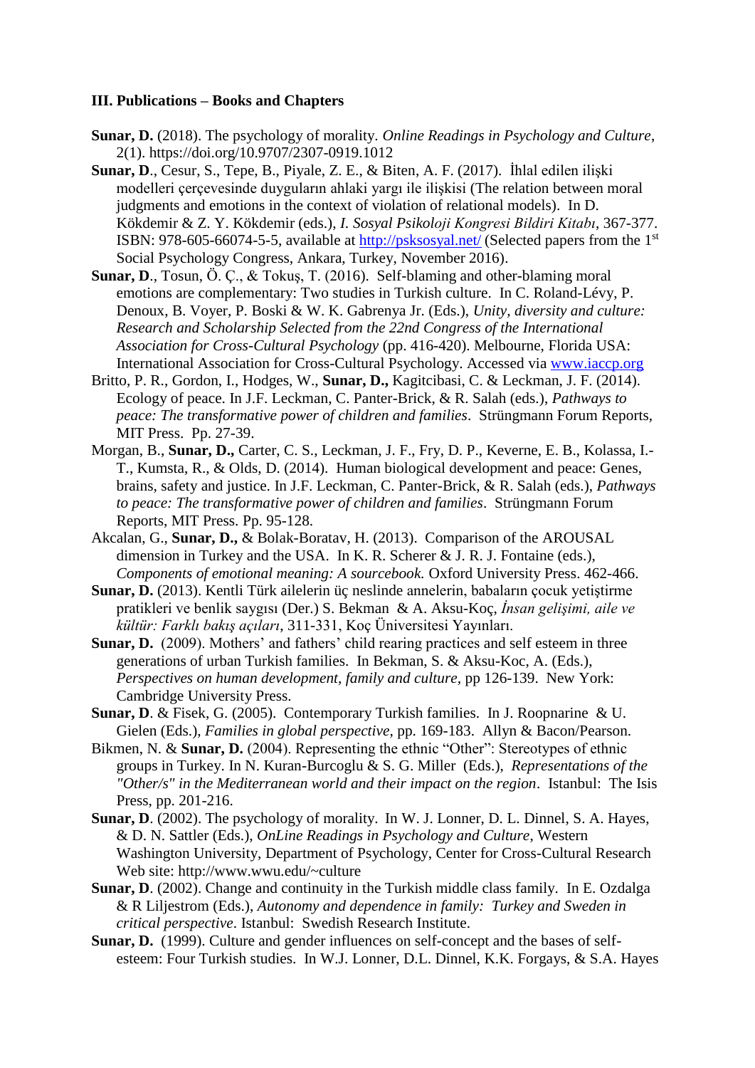### III. Publications – Books and Chapters

**Sunar, D.** (2018). The psychology of morality. *Online Readings in Psychology and Culture*, 2(1). https://doi.org/10.9707/2307-0919.1012

**Sunar, D**., Cesur, S., Tepe, B., Piyale, Z. E., & Biten, A. F. (2017). İhlal edilen ilişki modelleri çerçevesinde duyguların ahlaki yargı ile ilişkisi (The relation between moral judgments and emotions in the context of violation of relational models). In D. Kökdemir & Z. Y. Kökdemir (eds.), *I. Sosyal Psikoloji Kongresi Bildiri Kitabı*, 367-377. ISBN: 978-605-66074-5-5, available at http://psksosyal.net/ (Selected papers from the 1st Social Psychology Congress, Ankara, Turkey, November 2016).

**Sunar, D**., Tosun, Ö. Ç., & Tokuş, T. (2016). Self-blaming and other-blaming moral emotions are complementary: Two studies in Turkish culture. In C. Roland-Lévy, P. Denoux, B. Voyer, P. Boski & W. K. Gabrenya Jr. (Eds.), *Unity, diversity and culture: Research and Scholarship Selected from the 22nd Congress of the International Association for Cross-Cultural Psychology* (pp. 416-420). Melbourne, Florida USA: International Association for Cross-Cultural Psychology. Accessed via www.iaccp.org

Britto, P. R., Gordon, I., Hodges, W., **Sunar, D.,** Kagitcibasi, C. & Leckman, J. F. (2014). Ecology of peace. In J.F. Leckman, C. Panter-Brick, & R. Salah (eds.), *Pathways to peace: The transformative power of children and families*. Strüngmann Forum Reports, MIT Press. Pp. 27-39.

Morgan, B., **Sunar, D.,** Carter, C. S., Leckman, J. F., Fry, D. P., Keverne, E. B., Kolassa, I.-T., Kumsta, R., & Olds, D. (2014). Human biological development and peace: Genes, brains, safety and justice. In J.F. Leckman, C. Panter-Brick, & R. Salah (eds.), *Pathways to peace: The transformative power of children and families*. Strüngmann Forum Reports, MIT Press. Pp. 95-128.

Akcalan, G., **Sunar, D.,** & Bolak-Boratav, H. (2013). Comparison of the AROUSAL dimension in Turkey and the USA. In K. R. Scherer & J. R. J. Fontaine (eds.), *Components of emotional meaning: A sourcebook.* Oxford University Press. 462-466.

**Sunar, D.** (2013). Kentli Türk ailelerin üç neslinde annelerin, babaların çocuk yetiştirme pratikleri ve benlik saygısı (Der.) S. Bekman & A. Aksu-Koç, *İnsan gelişimi, aile ve kültür: Farklı bakış açıları*, 311-331, Koç Üniversitesi Yayınları.

**Sunar, D.** (2009). Mothers' and fathers' child rearing practices and self esteem in three generations of urban Turkish families. In Bekman, S. & Aksu-Koc, A. (Eds.), *Perspectives on human development, family and culture,* pp 126-139. New York: Cambridge University Press.

**Sunar, D**. & Fisek, G. (2005). Contemporary Turkish families. In J. Roopnarine & U. Gielen (Eds.), *Families in global perspective*, pp. 169-183. Allyn & Bacon/Pearson.

Bikmen, N. & **Sunar, D.** (2004). Representing the ethnic "Other": Stereotypes of ethnic groups in Turkey. In N. Kuran-Burcoglu & S. G. Miller (Eds.), *Representations of the "Other/s" in the Mediterranean world and their impact on the region*. Istanbul: The Isis Press, pp. 201-216.

**Sunar, D**. (2002). The psychology of morality. In W. J. Lonner, D. L. Dinnel, S. A. Hayes, & D. N. Sattler (Eds.), *OnLine Readings in Psychology and Culture*, Western Washington University, Department of Psychology, Center for Cross-Cultural Research Web site: http://www.wwu.edu/~culture

**Sunar, D**. (2002). Change and continuity in the Turkish middle class family. In E. Ozdalga & R Liljestrom (Eds.), *Autonomy and dependence in family: Turkey and Sweden in critical perspective*. Istanbul: Swedish Research Institute.

**Sunar, D.** (1999). Culture and gender influences on self-concept and the bases of self-esteem: Four Turkish studies. In W.J. Lonner, D.L. Dinnel, K.K. Forgays, & S.A. Hayes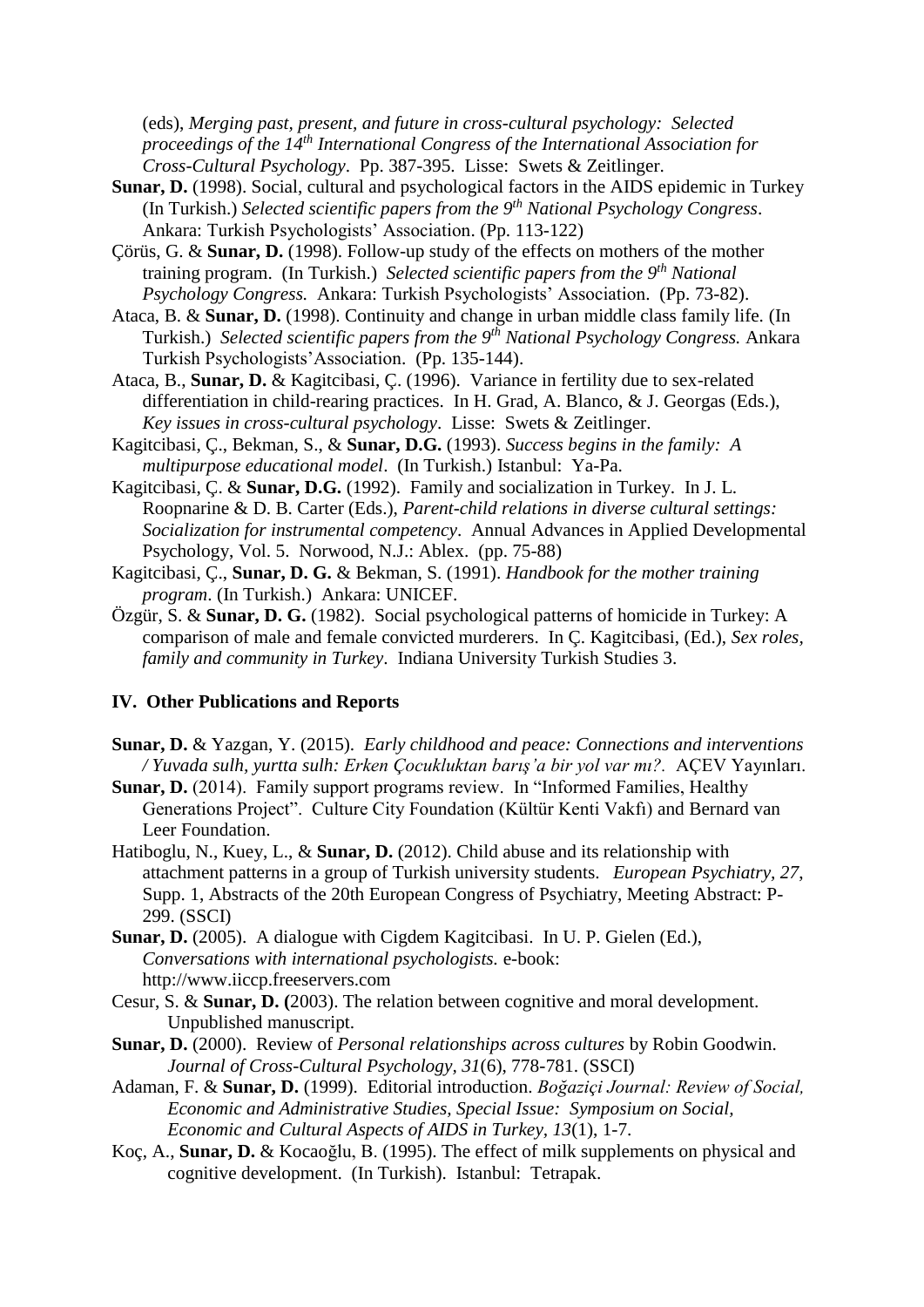(eds), *Merging past, present, and future in cross-cultural psychology: Selected proceedings of the 14th International Congress of the International Association for Cross-Cultural Psychology*. Pp. 387-395. Lisse: Swets & Zeitlinger.

**Sunar, D.** (1998). Social, cultural and psychological factors in the AIDS epidemic in Turkey (In Turkish.) *Selected scientific papers from the 9th National Psychology Congress*. Ankara: Turkish Psychologists' Association. (Pp. 113-122)

Çörüs, G. & **Sunar, D.** (1998). Follow-up study of the effects on mothers of the mother training program. (In Turkish.) *Selected scientific papers from the 9th National Psychology Congress.* Ankara: Turkish Psychologists' Association. (Pp. 73-82).

Ataca, B. & **Sunar, D.** (1998). Continuity and change in urban middle class family life. (In Turkish.) *Selected scientific papers from the 9th National Psychology Congress.* Ankara Turkish Psychologists'Association. (Pp. 135-144).

Ataca, B., **Sunar, D.** & Kagitcibasi, Ç. (1996). Variance in fertility due to sex-related differentiation in child-rearing practices. In H. Grad, A. Blanco, & J. Georgas (Eds.), *Key issues in cross-cultural psychology*. Lisse: Swets & Zeitlinger.

Kagitcibasi, Ç., Bekman, S., & **Sunar, D.G.** (1993). *Success begins in the family: A multipurpose educational model*. (In Turkish.) Istanbul: Ya-Pa.

Kagitcibasi, Ç. & **Sunar, D.G.** (1992). Family and socialization in Turkey. In J. L. Roopnarine & D. B. Carter (Eds.), *Parent-child relations in diverse cultural settings: Socialization for instrumental competency*. Annual Advances in Applied Developmental Psychology, Vol. 5. Norwood, N.J.: Ablex. (pp. 75-88)

Kagitcibasi, Ç., **Sunar, D. G.** & Bekman, S. (1991). *Handbook for the mother training program*. (In Turkish.) Ankara: UNICEF.

Özgür, S. & **Sunar, D. G.** (1982). Social psychological patterns of homicide in Turkey: A comparison of male and female convicted murderers. In Ç. Kagitcibasi, (Ed.), *Sex roles, family and community in Turkey*. Indiana University Turkish Studies 3.

## IV. Other Publications and Reports

**Sunar, D.** & Yazgan, Y. (2015). *Early childhood and peace: Connections and interventions / Yuvada sulh, yurtta sulh: Erken Çocukluktan barış'a bir yol var mı?.* AÇEV Yayınları.

**Sunar, D.** (2014). Family support programs review. In "Informed Families, Healthy Generations Project". Culture City Foundation (Kültür Kenti Vakfı) and Bernard van Leer Foundation.

Hatiboglu, N., Kuey, L., & **Sunar, D.** (2012). Child abuse and its relationship with attachment patterns in a group of Turkish university students. *European Psychiatry, 27,* Supp. 1, Abstracts of the 20th European Congress of Psychiatry, Meeting Abstract: P-299. (SSCI)

**Sunar, D.** (2005). A dialogue with Cigdem Kagitcibasi. In U. P. Gielen (Ed.), *Conversations with international psychologists.* e-book: http://www.iiccp.freeservers.com

Cesur, S. & **Sunar, D. (**2003). The relation between cognitive and moral development. Unpublished manuscript.

**Sunar, D.** (2000). Review of *Personal relationships across cultures* by Robin Goodwin. *Journal of Cross-Cultural Psychology, 31*(6), 778-781. (SSCI)

Adaman, F. & **Sunar, D.** (1999). Editorial introduction. *Boğaziçi Journal: Review of Social, Economic and Administrative Studies, Special Issue: Symposium on Social, Economic and Cultural Aspects of AIDS in Turkey, 13*(1), 1-7.

Koç, A., **Sunar, D.** & Kocaoğlu, B. (1995). The effect of milk supplements on physical and cognitive development. (In Turkish). Istanbul: Tetrapak.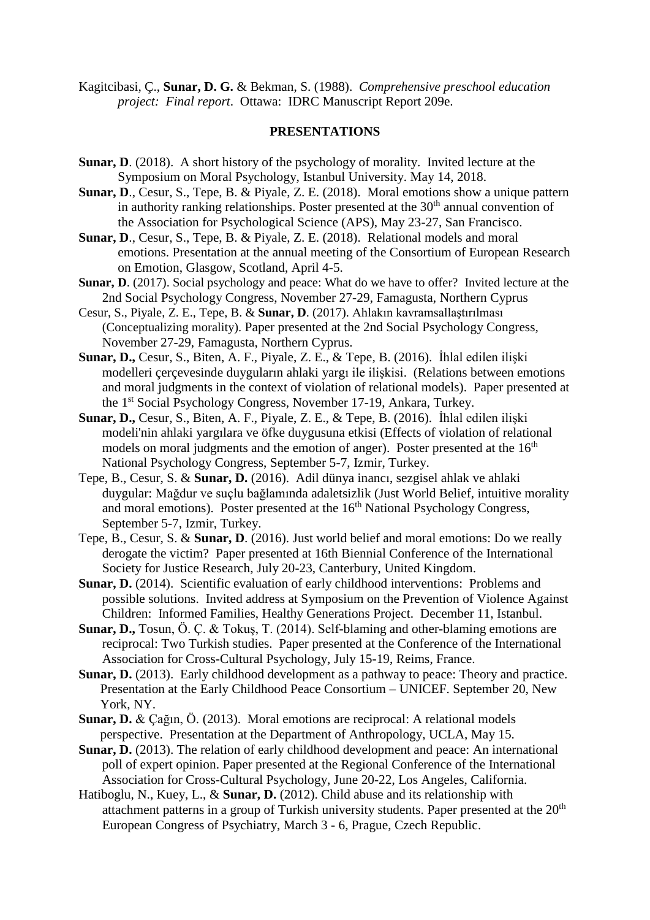Kagitcibasi, Ç., **Sunar, D. G.** & Bekman, S. (1988). *Comprehensive preschool education project: Final report*. Ottawa: IDRC Manuscript Report 209e.

## PRESENTATIONS

**Sunar, D**. (2018). A short history of the psychology of morality. Invited lecture at the Symposium on Moral Psychology, Istanbul University. May 14, 2018.

**Sunar, D**., Cesur, S., Tepe, B. & Piyale, Z. E. (2018). Moral emotions show a unique pattern in authority ranking relationships. Poster presented at the 30th annual convention of the Association for Psychological Science (APS), May 23-27, San Francisco.

**Sunar, D**., Cesur, S., Tepe, B. & Piyale, Z. E. (2018). Relational models and moral emotions. Presentation at the annual meeting of the Consortium of European Research on Emotion, Glasgow, Scotland, April 4-5.

**Sunar, D**. (2017). Social psychology and peace: What do we have to offer? Invited lecture at the 2nd Social Psychology Congress, November 27-29, Famagusta, Northern Cyprus

Cesur, S., Piyale, Z. E., Tepe, B. & **Sunar, D**. (2017). Ahlakın kavramsallaştırılması (Conceptualizing morality). Paper presented at the 2nd Social Psychology Congress, November 27-29, Famagusta, Northern Cyprus.

**Sunar, D.,** Cesur, S., Biten, A. F., Piyale, Z. E., & Tepe, B. (2016). İhlal edilen ilişki modelleri çerçevesinde duyguların ahlaki yargı ile ilişkisi. (Relations between emotions and moral judgments in the context of violation of relational models). Paper presented at the 1st Social Psychology Congress, November 17-19, Ankara, Turkey.

**Sunar, D.,** Cesur, S., Biten, A. F., Piyale, Z. E., & Tepe, B. (2016). İhlal edilen ilişki modeli'nin ahlaki yargılara ve öfke duygusuna etkisi (Effects of violation of relational models on moral judgments and the emotion of anger). Poster presented at the 16th National Psychology Congress, September 5-7, Izmir, Turkey.

Tepe, B., Cesur, S. & **Sunar, D.** (2016). Adil dünya inancı, sezgisel ahlak ve ahlaki duygular: Mağdur ve suçlu bağlamında adaletsizlik (Just World Belief, intuitive morality and moral emotions). Poster presented at the 16th National Psychology Congress, September 5-7, Izmir, Turkey.

Tepe, B., Cesur, S. & **Sunar, D**. (2016). Just world belief and moral emotions: Do we really derogate the victim? Paper presented at 16th Biennial Conference of the International Society for Justice Research, July 20-23, Canterbury, United Kingdom.

**Sunar, D.** (2014). Scientific evaluation of early childhood interventions: Problems and possible solutions. Invited address at Symposium on the Prevention of Violence Against Children: Informed Families, Healthy Generations Project. December 11, Istanbul.

**Sunar, D.,** Tosun, Ö. Ç. & Tokuş, T. (2014). Self-blaming and other-blaming emotions are reciprocal: Two Turkish studies. Paper presented at the Conference of the International Association for Cross-Cultural Psychology, July 15-19, Reims, France.

**Sunar, D.** (2013). Early childhood development as a pathway to peace: Theory and practice. Presentation at the Early Childhood Peace Consortium – UNICEF. September 20, New York, NY.

**Sunar, D.** & Çağın, Ö. (2013). Moral emotions are reciprocal: A relational models perspective. Presentation at the Department of Anthropology, UCLA, May 15.

**Sunar, D.** (2013). The relation of early childhood development and peace: An international poll of expert opinion. Paper presented at the Regional Conference of the International Association for Cross-Cultural Psychology, June 20-22, Los Angeles, California.

Hatiboglu, N., Kuey, L., & **Sunar, D.** (2012). Child abuse and its relationship with attachment patterns in a group of Turkish university students. Paper presented at the 20th European Congress of Psychiatry, March 3 - 6, Prague, Czech Republic.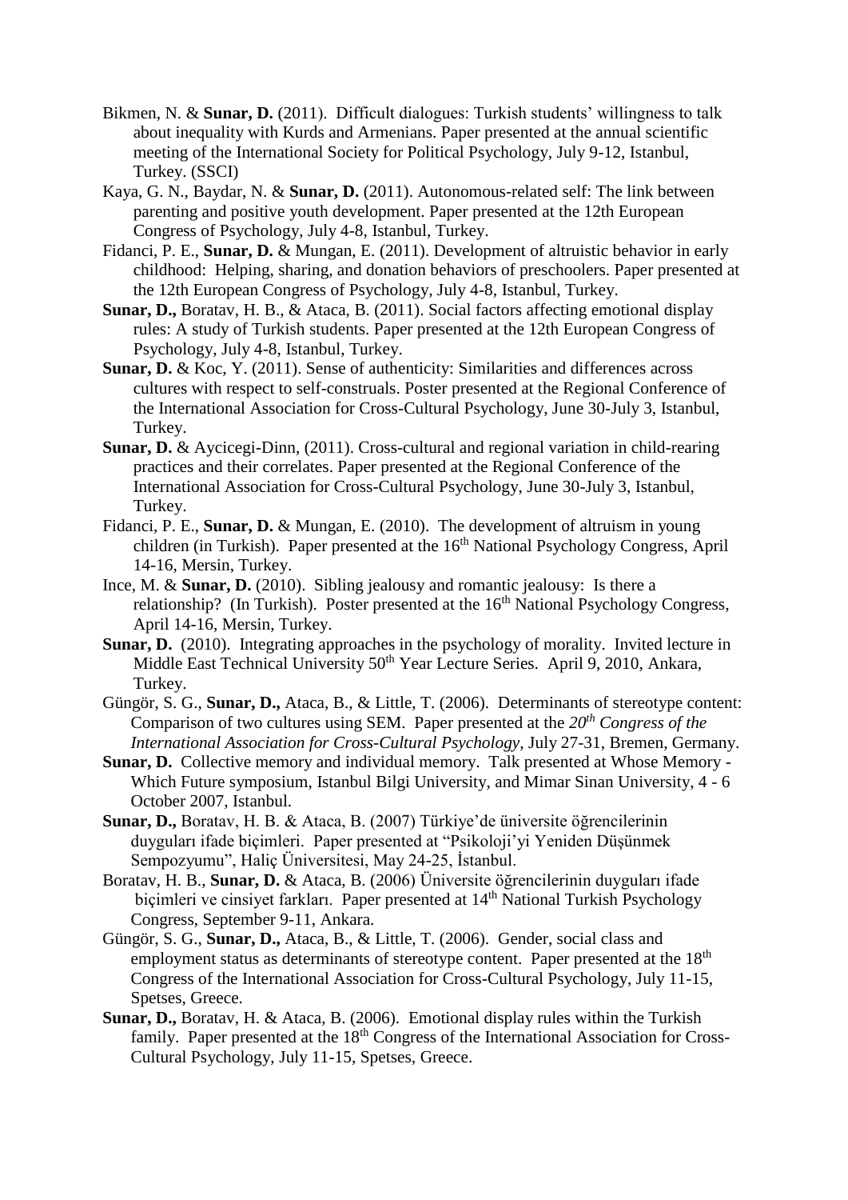Bikmen, N. & **Sunar, D.** (2011). Difficult dialogues: Turkish students' willingness to talk about inequality with Kurds and Armenians. Paper presented at the annual scientific meeting of the International Society for Political Psychology, July 9-12, Istanbul, Turkey. (SSCI)

Kaya, G. N., Baydar, N. & **Sunar, D.** (2011). Autonomous-related self: The link between parenting and positive youth development. Paper presented at the 12th European Congress of Psychology, July 4-8, Istanbul, Turkey.

Fidanci, P. E., **Sunar, D.** & Mungan, E. (2011). Development of altruistic behavior in early childhood: Helping, sharing, and donation behaviors of preschoolers. Paper presented at the 12th European Congress of Psychology, July 4-8, Istanbul, Turkey.

**Sunar, D.,** Boratav, H. B., & Ataca, B. (2011). Social factors affecting emotional display rules: A study of Turkish students. Paper presented at the 12th European Congress of Psychology, July 4-8, Istanbul, Turkey.

**Sunar, D.** & Koc, Y. (2011). Sense of authenticity: Similarities and differences across cultures with respect to self-construals. Poster presented at the Regional Conference of the International Association for Cross-Cultural Psychology, June 30-July 3, Istanbul, Turkey.

**Sunar, D.** & Aycicegi-Dinn, (2011). Cross-cultural and regional variation in child-rearing practices and their correlates. Paper presented at the Regional Conference of the International Association for Cross-Cultural Psychology, June 30-July 3, Istanbul, Turkey.

Fidanci, P. E., **Sunar, D.** & Mungan, E. (2010). The development of altruism in young children (in Turkish). Paper presented at the 16th National Psychology Congress, April 14-16, Mersin, Turkey.

Ince, M. & **Sunar, D.** (2010). Sibling jealousy and romantic jealousy: Is there a relationship? (In Turkish). Poster presented at the 16th National Psychology Congress, April 14-16, Mersin, Turkey.

**Sunar, D.** (2010). Integrating approaches in the psychology of morality. Invited lecture in Middle East Technical University 50th Year Lecture Series. April 9, 2010, Ankara, Turkey.

Güngör, S. G., **Sunar, D.,** Ataca, B., & Little, T. (2006). Determinants of stereotype content: Comparison of two cultures using SEM. Paper presented at the *20th Congress of the International Association for Cross-Cultural Psychology,* July 27-31, Bremen, Germany.

**Sunar, D.** Collective memory and individual memory. Talk presented at Whose Memory - Which Future symposium, Istanbul Bilgi University, and Mimar Sinan University, 4 - 6 October 2007, Istanbul.

**Sunar, D.,** Boratav, H. B. & Ataca, B. (2007) Türkiye'de üniversite öğrencilerinin duyguları ifade biçimleri. Paper presented at "Psikoloji'yi Yeniden Düşünmek Sempozyumu", Haliç Üniversitesi, May 24-25, İstanbul.

Boratav, H. B., **Sunar, D.** & Ataca, B. (2006) Üniversite öğrencilerinin duyguları ifade biçimleri ve cinsiyet farkları. Paper presented at 14th National Turkish Psychology Congress, September 9-11, Ankara.

Güngör, S. G., **Sunar, D.,** Ataca, B., & Little, T. (2006). Gender, social class and employment status as determinants of stereotype content. Paper presented at the 18th Congress of the International Association for Cross-Cultural Psychology, July 11-15, Spetses, Greece.

**Sunar, D.,** Boratav, H. & Ataca, B. (2006). Emotional display rules within the Turkish family. Paper presented at the 18th Congress of the International Association for Cross-Cultural Psychology, July 11-15, Spetses, Greece.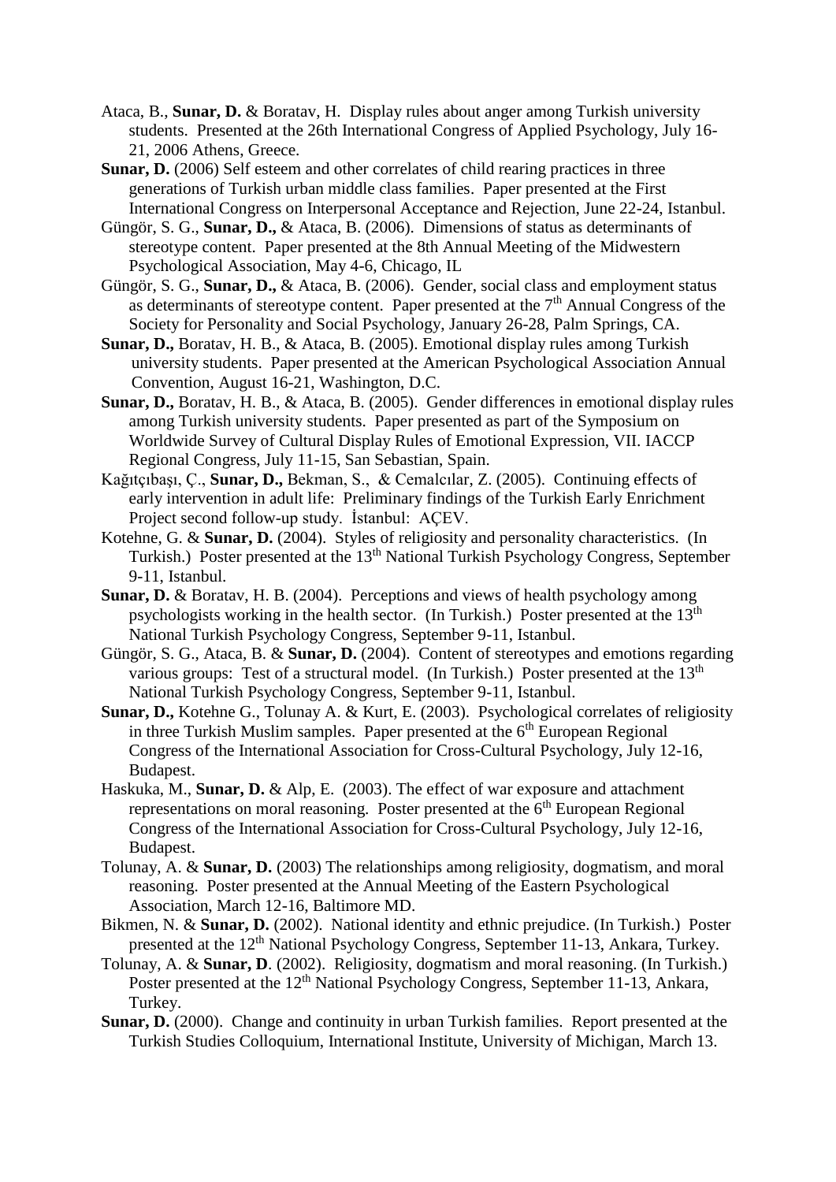Ataca, B., **Sunar, D.** & Boratav, H. Display rules about anger among Turkish university students. Presented at the 26th International Congress of Applied Psychology, July 16-21, 2006 Athens, Greece.

**Sunar, D.** (2006) Self esteem and other correlates of child rearing practices in three generations of Turkish urban middle class families. Paper presented at the First International Congress on Interpersonal Acceptance and Rejection, June 22-24, Istanbul.

Güngör, S. G., **Sunar, D.,** & Ataca, B. (2006). Dimensions of status as determinants of stereotype content. Paper presented at the 8th Annual Meeting of the Midwestern Psychological Association, May 4-6, Chicago, IL

Güngör, S. G., **Sunar, D.,** & Ataca, B. (2006). Gender, social class and employment status as determinants of stereotype content. Paper presented at the 7th Annual Congress of the Society for Personality and Social Psychology, January 26-28, Palm Springs, CA.

**Sunar, D.,** Boratav, H. B., & Ataca, B. (2005). Emotional display rules among Turkish university students. Paper presented at the American Psychological Association Annual Convention, August 16-21, Washington, D.C.

**Sunar, D.,** Boratav, H. B., & Ataca, B. (2005). Gender differences in emotional display rules among Turkish university students. Paper presented as part of the Symposium on Worldwide Survey of Cultural Display Rules of Emotional Expression, VII. IACCP Regional Congress, July 11-15, San Sebastian, Spain.

Kağıtçıbaşı, Ç., **Sunar, D.,** Bekman, S., & Cemalcılar, Z. (2005). Continuing effects of early intervention in adult life: Preliminary findings of the Turkish Early Enrichment Project second follow-up study. İstanbul: AÇEV.

Kotehne, G. & **Sunar, D.** (2004). Styles of religiosity and personality characteristics. (In Turkish.) Poster presented at the 13th National Turkish Psychology Congress, September 9-11, Istanbul.

**Sunar, D.** & Boratav, H. B. (2004). Perceptions and views of health psychology among psychologists working in the health sector. (In Turkish.) Poster presented at the 13th National Turkish Psychology Congress, September 9-11, Istanbul.

Güngör, S. G., Ataca, B. & **Sunar, D.** (2004). Content of stereotypes and emotions regarding various groups: Test of a structural model. (In Turkish.) Poster presented at the 13th National Turkish Psychology Congress, September 9-11, Istanbul.

**Sunar, D.,** Kotehne G., Tolunay A. & Kurt, E. (2003). Psychological correlates of religiosity in three Turkish Muslim samples. Paper presented at the 6th European Regional Congress of the International Association for Cross-Cultural Psychology, July 12-16, Budapest.

Haskuka, M., **Sunar, D.** & Alp, E. (2003). The effect of war exposure and attachment representations on moral reasoning. Poster presented at the 6th European Regional Congress of the International Association for Cross-Cultural Psychology, July 12-16, Budapest.

Tolunay, A. & **Sunar, D.** (2003) The relationships among religiosity, dogmatism, and moral reasoning. Poster presented at the Annual Meeting of the Eastern Psychological Association, March 12-16, Baltimore MD.

Bikmen, N. & **Sunar, D.** (2002). National identity and ethnic prejudice. (In Turkish.) Poster presented at the 12th National Psychology Congress, September 11-13, Ankara, Turkey.

Tolunay, A. & **Sunar, D**. (2002). Religiosity, dogmatism and moral reasoning. (In Turkish.) Poster presented at the 12th National Psychology Congress, September 11-13, Ankara, Turkey.

**Sunar, D.** (2000). Change and continuity in urban Turkish families. Report presented at the Turkish Studies Colloquium, International Institute, University of Michigan, March 13.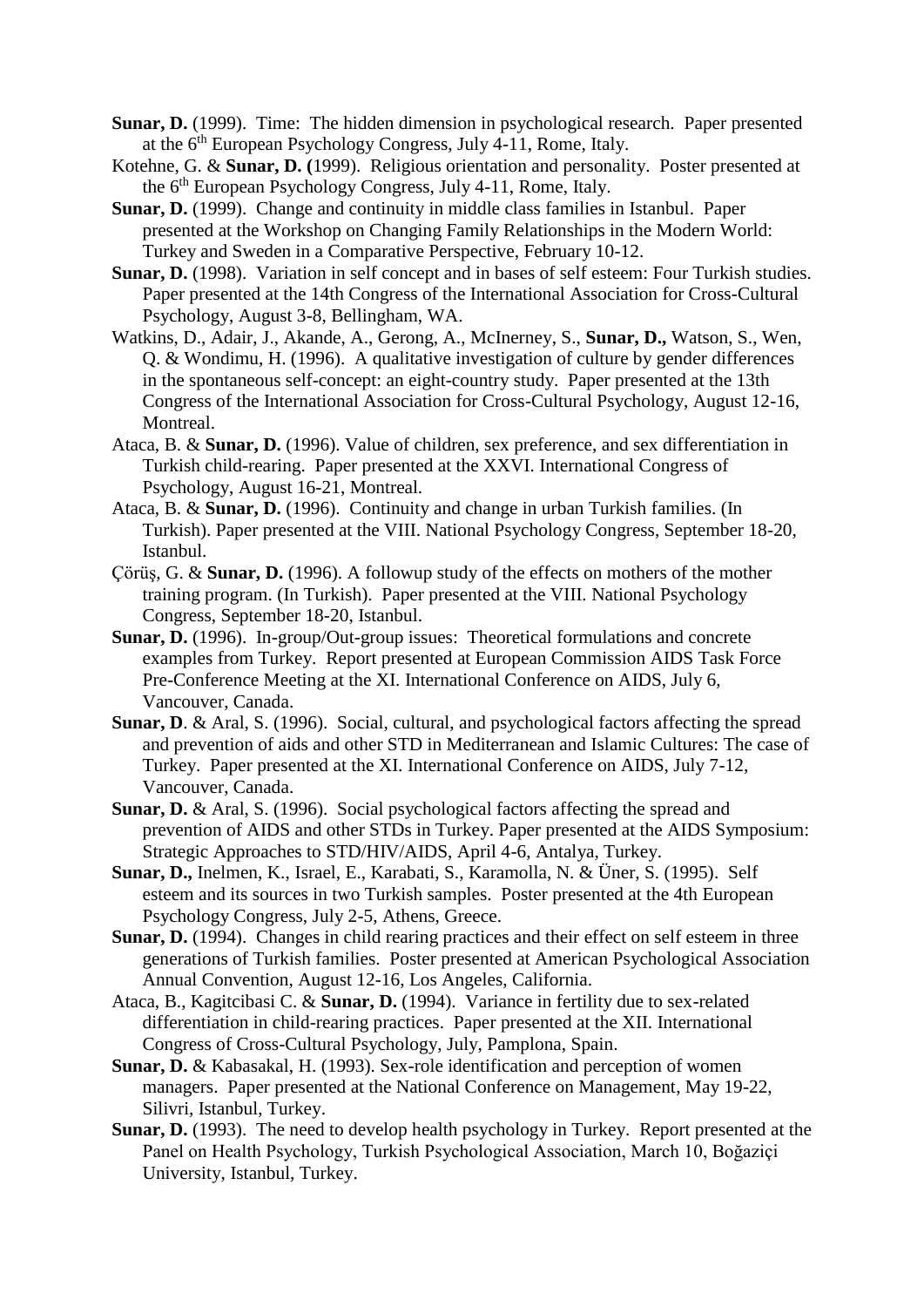**Sunar, D.** (1999). Time: The hidden dimension in psychological research. Paper presented at the 6th European Psychology Congress, July 4-11, Rome, Italy.

Kotehne, G. & **Sunar, D. (**1999). Religious orientation and personality. Poster presented at the 6th European Psychology Congress, July 4-11, Rome, Italy.

**Sunar, D.** (1999). Change and continuity in middle class families in Istanbul. Paper presented at the Workshop on Changing Family Relationships in the Modern World: Turkey and Sweden in a Comparative Perspective, February 10-12.

**Sunar, D.** (1998). Variation in self concept and in bases of self esteem: Four Turkish studies. Paper presented at the 14th Congress of the International Association for Cross-Cultural Psychology, August 3-8, Bellingham, WA.

Watkins, D., Adair, J., Akande, A., Gerong, A., McInerney, S., **Sunar, D.,** Watson, S., Wen, Q. & Wondimu, H. (1996). A qualitative investigation of culture by gender differences in the spontaneous self-concept: an eight-country study. Paper presented at the 13th Congress of the International Association for Cross-Cultural Psychology, August 12-16, Montreal.

Ataca, B. & **Sunar, D.** (1996). Value of children, sex preference, and sex differentiation in Turkish child-rearing. Paper presented at the XXVI. International Congress of Psychology, August 16-21, Montreal.

Ataca, B. & **Sunar, D.** (1996). Continuity and change in urban Turkish families. (In Turkish). Paper presented at the VIII. National Psychology Congress, September 18-20, Istanbul.

Çörüş, G. & **Sunar, D.** (1996). A followup study of the effects on mothers of the mother training program. (In Turkish). Paper presented at the VIII. National Psychology Congress, September 18-20, Istanbul.

**Sunar, D.** (1996). In-group/Out-group issues: Theoretical formulations and concrete examples from Turkey. Report presented at European Commission AIDS Task Force Pre-Conference Meeting at the XI. International Conference on AIDS, July 6, Vancouver, Canada.

**Sunar, D**. & Aral, S. (1996). Social, cultural, and psychological factors affecting the spread and prevention of aids and other STD in Mediterranean and Islamic Cultures: The case of Turkey. Paper presented at the XI. International Conference on AIDS, July 7-12, Vancouver, Canada.

**Sunar, D.** & Aral, S. (1996). Social psychological factors affecting the spread and prevention of AIDS and other STDs in Turkey. Paper presented at the AIDS Symposium: Strategic Approaches to STD/HIV/AIDS, April 4-6, Antalya, Turkey.

**Sunar, D.,** Inelmen, K., Israel, E., Karabati, S., Karamolla, N. & Üner, S. (1995). Self esteem and its sources in two Turkish samples. Poster presented at the 4th European Psychology Congress, July 2-5, Athens, Greece.

**Sunar, D.** (1994). Changes in child rearing practices and their effect on self esteem in three generations of Turkish families. Poster presented at American Psychological Association Annual Convention, August 12-16, Los Angeles, California.

Ataca, B., Kagitcibasi C. & **Sunar, D.** (1994). Variance in fertility due to sex-related differentiation in child-rearing practices. Paper presented at the XII. International Congress of Cross-Cultural Psychology, July, Pamplona, Spain.

**Sunar, D.** & Kabasakal, H. (1993). Sex-role identification and perception of women managers. Paper presented at the National Conference on Management, May 19-22, Silivri, Istanbul, Turkey.

**Sunar, D.** (1993). The need to develop health psychology in Turkey. Report presented at the Panel on Health Psychology, Turkish Psychological Association, March 10, Boğaziçi University, Istanbul, Turkey.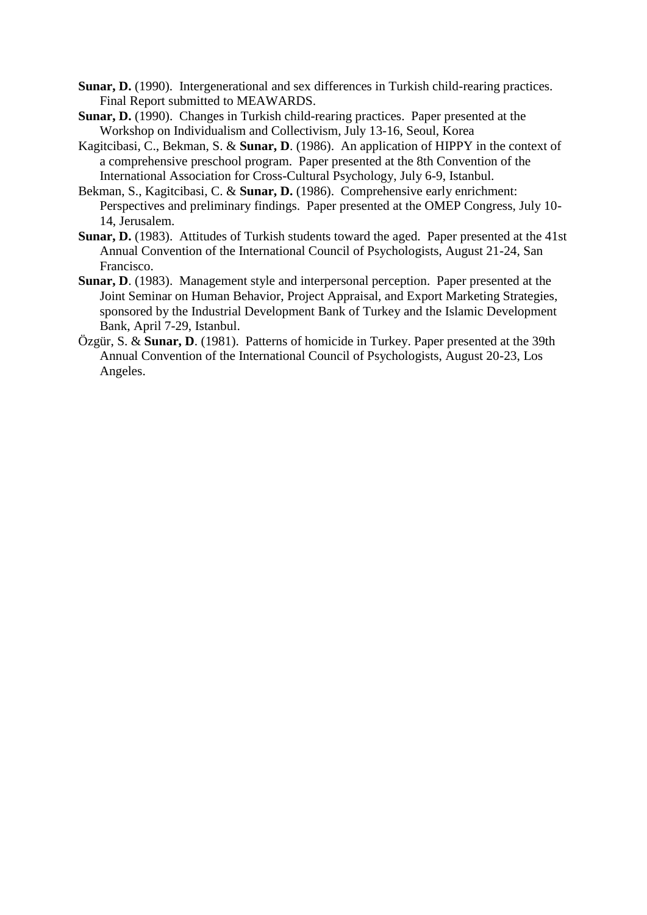**Sunar, D.** (1990). Intergenerational and sex differences in Turkish child-rearing practices. Final Report submitted to MEAWARDS.

**Sunar, D.** (1990). Changes in Turkish child-rearing practices. Paper presented at the Workshop on Individualism and Collectivism, July 13-16, Seoul, Korea

Kagitcibasi, C., Bekman, S. & **Sunar, D**. (1986). An application of HIPPY in the context of a comprehensive preschool program. Paper presented at the 8th Convention of the International Association for Cross-Cultural Psychology, July 6-9, Istanbul.

Bekman, S., Kagitcibasi, C. & **Sunar, D.** (1986). Comprehensive early enrichment: Perspectives and preliminary findings. Paper presented at the OMEP Congress, July 10-14, Jerusalem.

**Sunar, D.** (1983). Attitudes of Turkish students toward the aged. Paper presented at the 41st Annual Convention of the International Council of Psychologists, August 21-24, San Francisco.

**Sunar, D**. (1983). Management style and interpersonal perception. Paper presented at the Joint Seminar on Human Behavior, Project Appraisal, and Export Marketing Strategies, sponsored by the Industrial Development Bank of Turkey and the Islamic Development Bank, April 7-29, Istanbul.

Özgür, S. & **Sunar, D**. (1981). Patterns of homicide in Turkey. Paper presented at the 39th Annual Convention of the International Council of Psychologists, August 20-23, Los Angeles.